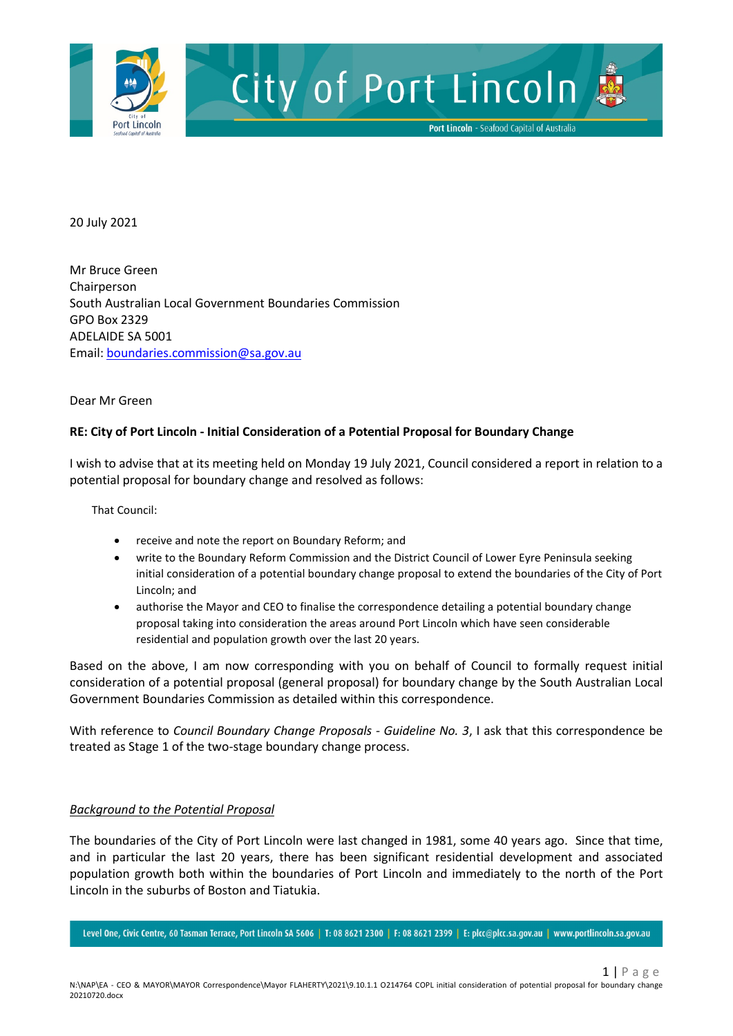20 July 2021

Mr Bruce Green
Chairperson
South Australian Local Government Boundaries Commission
GPO Box 2329
ADELAIDE SA 5001
Email: boundaries.commission@sa.gov.au

Dear Mr Green

**RE: City of Port Lincoln - Initial Consideration of a Potential Proposal for Boundary Change**

I wish to advise that at its meeting held on Monday 19 July 2021, Council considered a report in relation to a potential proposal for boundary change and resolved as follows:

That Council:

- receive and note the report on Boundary Reform; and
- write to the Boundary Reform Commission and the District Council of Lower Eyre Peninsula seeking initial consideration of a potential boundary change proposal to extend the boundaries of the City of Port Lincoln; and
- authorise the Mayor and CEO to finalise the correspondence detailing a potential boundary change proposal taking into consideration the areas around Port Lincoln which have seen considerable residential and population growth over the last 20 years.

Based on the above, I am now corresponding with you on behalf of Council to formally request initial consideration of a potential proposal (general proposal) for boundary change by the South Australian Local Government Boundaries Commission as detailed within this correspondence.

With reference to *Council Boundary Change Proposals - Guideline No. 3*, I ask that this correspondence be treated as Stage 1 of the two-stage boundary change process.

*Background to the Potential Proposal*

The boundaries of the City of Port Lincoln were last changed in 1981, some 40 years ago. Since that time, and in particular the last 20 years, there has been significant residential development and associated population growth both within the boundaries of Port Lincoln and immediately to the north of the Port Lincoln in the suburbs of Boston and Tiatukia.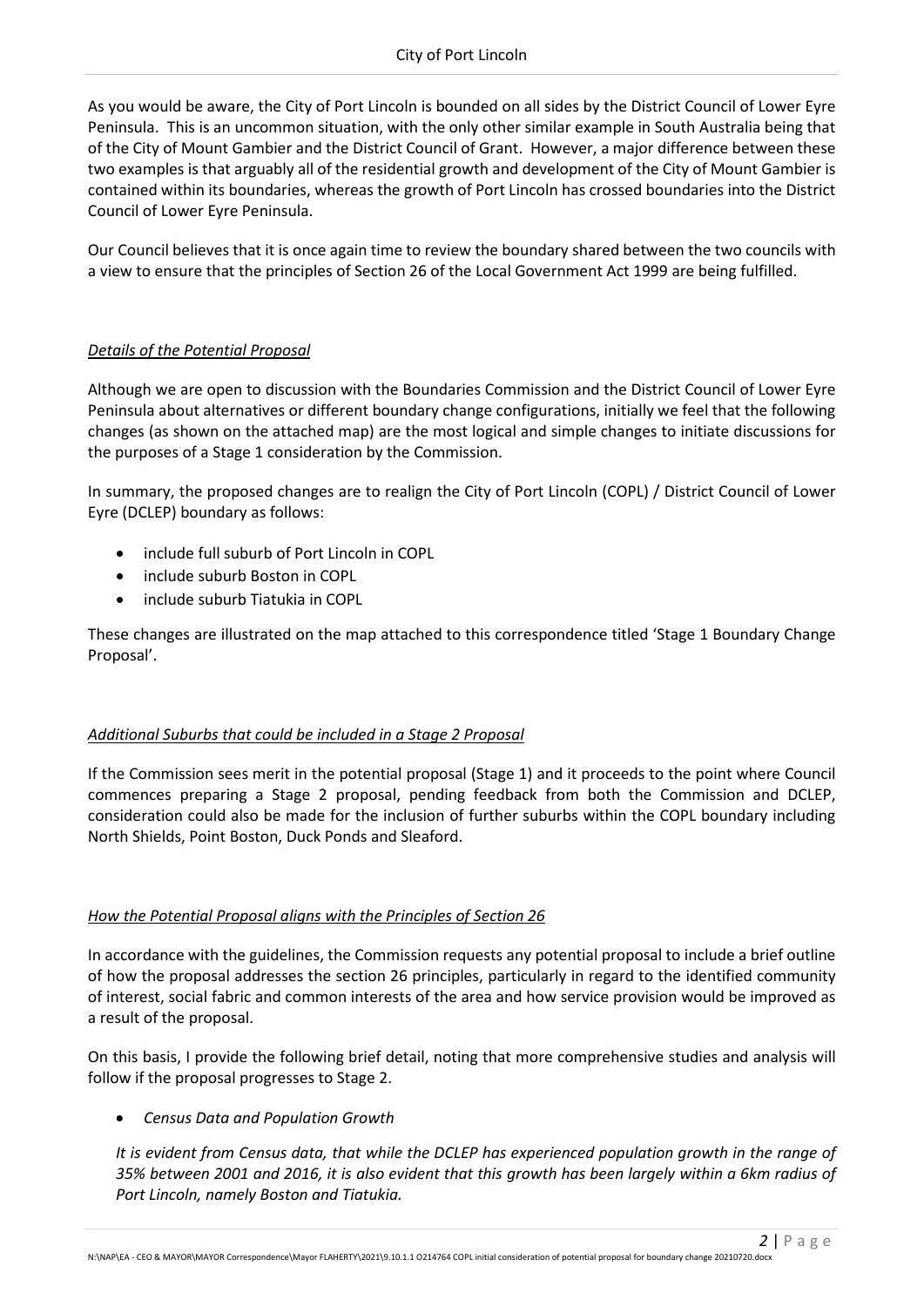As you would be aware, the City of Port Lincoln is bounded on all sides by the District Council of Lower Eyre Peninsula. This is an uncommon situation, with the only other similar example in South Australia being that of the City of Mount Gambier and the District Council of Grant. However, a major difference between these two examples is that arguably all of the residential growth and development of the City of Mount Gambier is contained within its boundaries, whereas the growth of Port Lincoln has crossed boundaries into the District Council of Lower Eyre Peninsula.

Our Council believes that it is once again time to review the boundary shared between the two councils with a view to ensure that the principles of Section 26 of the Local Government Act 1999 are being fulfilled.

*Details of the Potential Proposal*

Although we are open to discussion with the Boundaries Commission and the District Council of Lower Eyre Peninsula about alternatives or different boundary change configurations, initially we feel that the following changes (as shown on the attached map) are the most logical and simple changes to initiate discussions for the purposes of a Stage 1 consideration by the Commission.

In summary, the proposed changes are to realign the City of Port Lincoln (COPL) / District Council of Lower Eyre (DCLEP) boundary as follows:

- include full suburb of Port Lincoln in COPL
- include suburb Boston in COPL
- include suburb Tiatukia in COPL

These changes are illustrated on the map attached to this correspondence titled 'Stage 1 Boundary Change Proposal'.

*Additional Suburbs that could be included in a Stage 2 Proposal*

If the Commission sees merit in the potential proposal (Stage 1) and it proceeds to the point where Council commences preparing a Stage 2 proposal, pending feedback from both the Commission and DCLEP, consideration could also be made for the inclusion of further suburbs within the COPL boundary including North Shields, Point Boston, Duck Ponds and Sleaford.

*How the Potential Proposal aligns with the Principles of Section 26*

In accordance with the guidelines, the Commission requests any potential proposal to include a brief outline of how the proposal addresses the section 26 principles, particularly in regard to the identified community of interest, social fabric and common interests of the area and how service provision would be improved as a result of the proposal.

On this basis, I provide the following brief detail, noting that more comprehensive studies and analysis will follow if the proposal progresses to Stage 2.

- *Census Data and Population Growth*

  *It is evident from Census data, that while the DCLEP has experienced population growth in the range of 35% between 2001 and 2016, it is also evident that this growth has been largely within a 6km radius of Port Lincoln, namely Boston and Tiatukia.*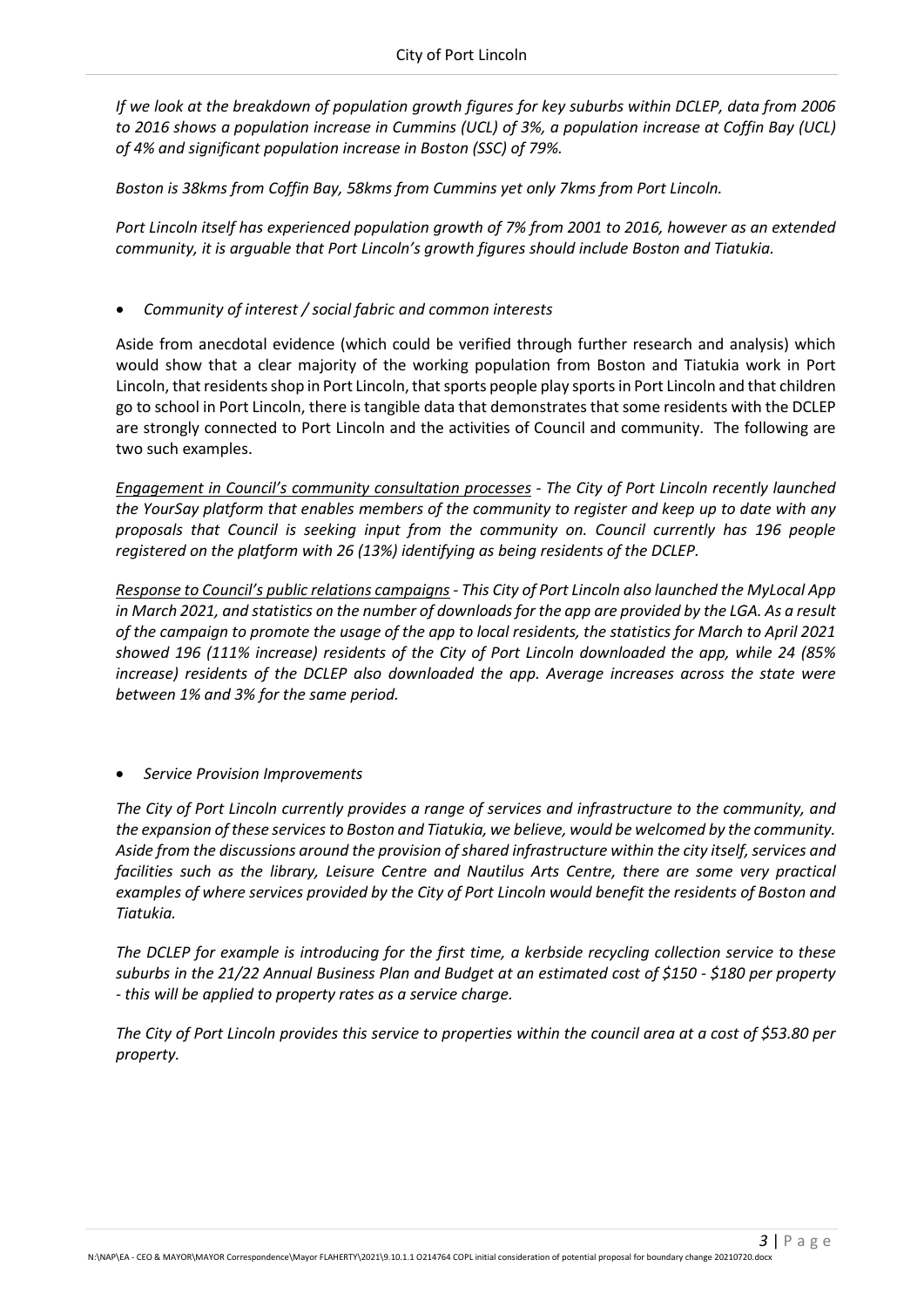*If we look at the breakdown of population growth figures for key suburbs within DCLEP, data from 2006 to 2016 shows a population increase in Cummins (UCL) of 3%, a population increase at Coffin Bay (UCL) of 4% and significant population increase in Boston (SSC) of 79%.*

*Boston is 38kms from Coffin Bay, 58kms from Cummins yet only 7kms from Port Lincoln.*

*Port Lincoln itself has experienced population growth of 7% from 2001 to 2016, however as an extended community, it is arguable that Port Lincoln's growth figures should include Boston and Tiatukia.*

- *Community of interest / social fabric and common interests*

Aside from anecdotal evidence (which could be verified through further research and analysis) which would show that a clear majority of the working population from Boston and Tiatukia work in Port Lincoln, that residents shop in Port Lincoln, that sports people play sports in Port Lincoln and that children go to school in Port Lincoln, there is tangible data that demonstrates that some residents with the DCLEP are strongly connected to Port Lincoln and the activities of Council and community. The following are two such examples.

*<u>Engagement in Council's community consultation processes</u> - The City of Port Lincoln recently launched the YourSay platform that enables members of the community to register and keep up to date with any proposals that Council is seeking input from the community on. Council currently has 196 people registered on the platform with 26 (13%) identifying as being residents of the DCLEP.*

*<u>Response to Council's public relations campaigns</u> - This City of Port Lincoln also launched the MyLocal App in March 2021, and statistics on the number of downloads for the app are provided by the LGA. As a result of the campaign to promote the usage of the app to local residents, the statistics for March to April 2021 showed 196 (111% increase) residents of the City of Port Lincoln downloaded the app, while 24 (85% increase) residents of the DCLEP also downloaded the app. Average increases across the state were between 1% and 3% for the same period.*

- *Service Provision Improvements*

*The City of Port Lincoln currently provides a range of services and infrastructure to the community, and the expansion of these services to Boston and Tiatukia, we believe, would be welcomed by the community. Aside from the discussions around the provision of shared infrastructure within the city itself, services and facilities such as the library, Leisure Centre and Nautilus Arts Centre, there are some very practical examples of where services provided by the City of Port Lincoln would benefit the residents of Boston and Tiatukia.*

*The DCLEP for example is introducing for the first time, a kerbside recycling collection service to these suburbs in the 21/22 Annual Business Plan and Budget at an estimated cost of $150 - $180 per property - this will be applied to property rates as a service charge.*

*The City of Port Lincoln provides this service to properties within the council area at a cost of $53.80 per property.*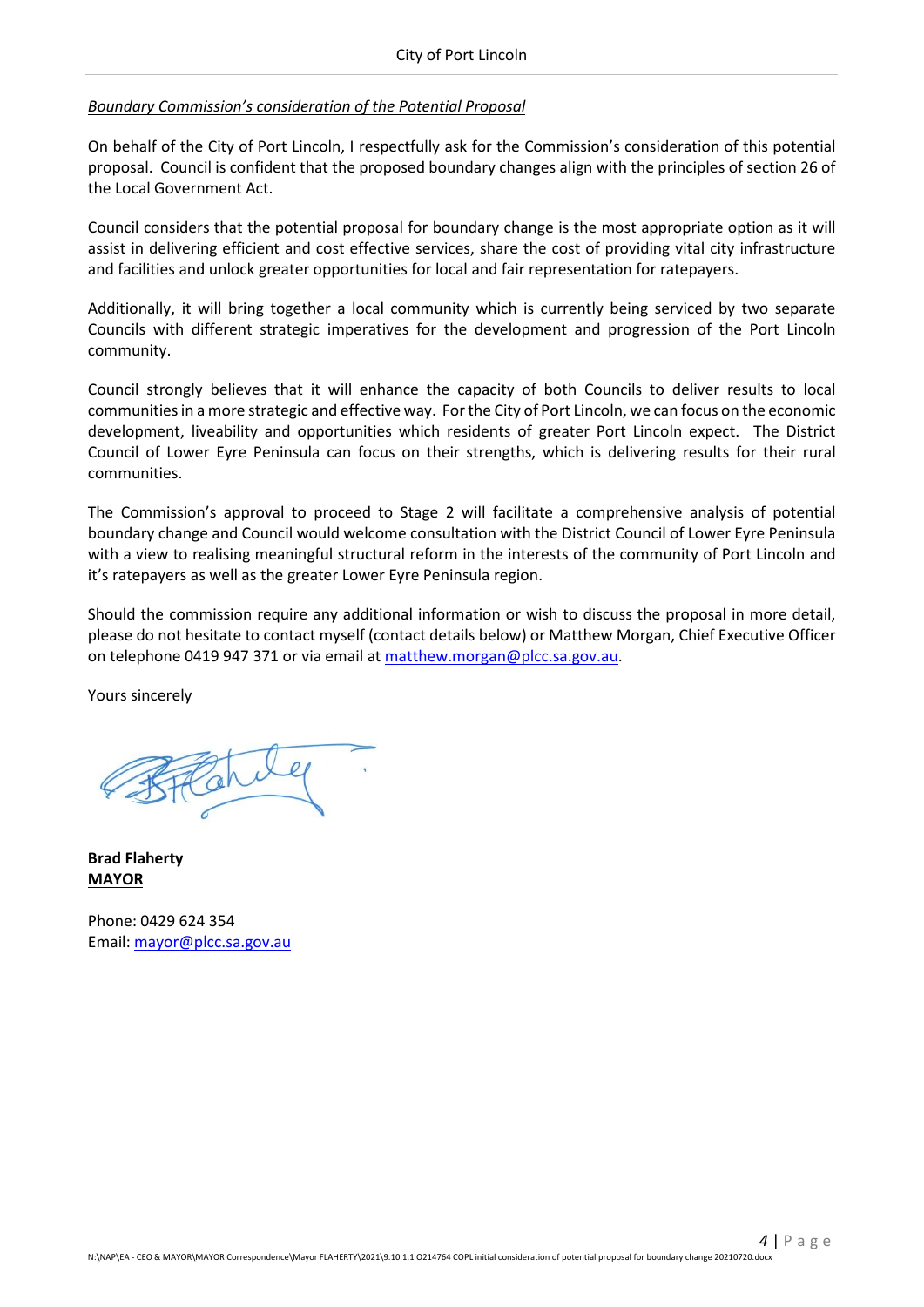*Boundary Commission's consideration of the Potential Proposal*

On behalf of the City of Port Lincoln, I respectfully ask for the Commission's consideration of this potential proposal. Council is confident that the proposed boundary changes align with the principles of section 26 of the Local Government Act.

Council considers that the potential proposal for boundary change is the most appropriate option as it will assist in delivering efficient and cost effective services, share the cost of providing vital city infrastructure and facilities and unlock greater opportunities for local and fair representation for ratepayers.

Additionally, it will bring together a local community which is currently being serviced by two separate Councils with different strategic imperatives for the development and progression of the Port Lincoln community.

Council strongly believes that it will enhance the capacity of both Councils to deliver results to local communities in a more strategic and effective way. For the City of Port Lincoln, we can focus on the economic development, liveability and opportunities which residents of greater Port Lincoln expect. The District Council of Lower Eyre Peninsula can focus on their strengths, which is delivering results for their rural communities.

The Commission's approval to proceed to Stage 2 will facilitate a comprehensive analysis of potential boundary change and Council would welcome consultation with the District Council of Lower Eyre Peninsula with a view to realising meaningful structural reform in the interests of the community of Port Lincoln and it's ratepayers as well as the greater Lower Eyre Peninsula region.

Should the commission require any additional information or wish to discuss the proposal in more detail, please do not hesitate to contact myself (contact details below) or Matthew Morgan, Chief Executive Officer on telephone 0419 947 371 or via email at matthew.morgan@plcc.sa.gov.au.

Yours sincerely

**Brad Flaherty**
**MAYOR**

Phone: 0429 624 354
Email: mayor@plcc.sa.gov.au

N:\NAP\EA - CEO & MAYOR\MAYOR Correspondence\Mayor FLAHERTY\2021\9.10.1.1 O214764 COPL initial consideration of potential proposal for boundary change 20210720.docx